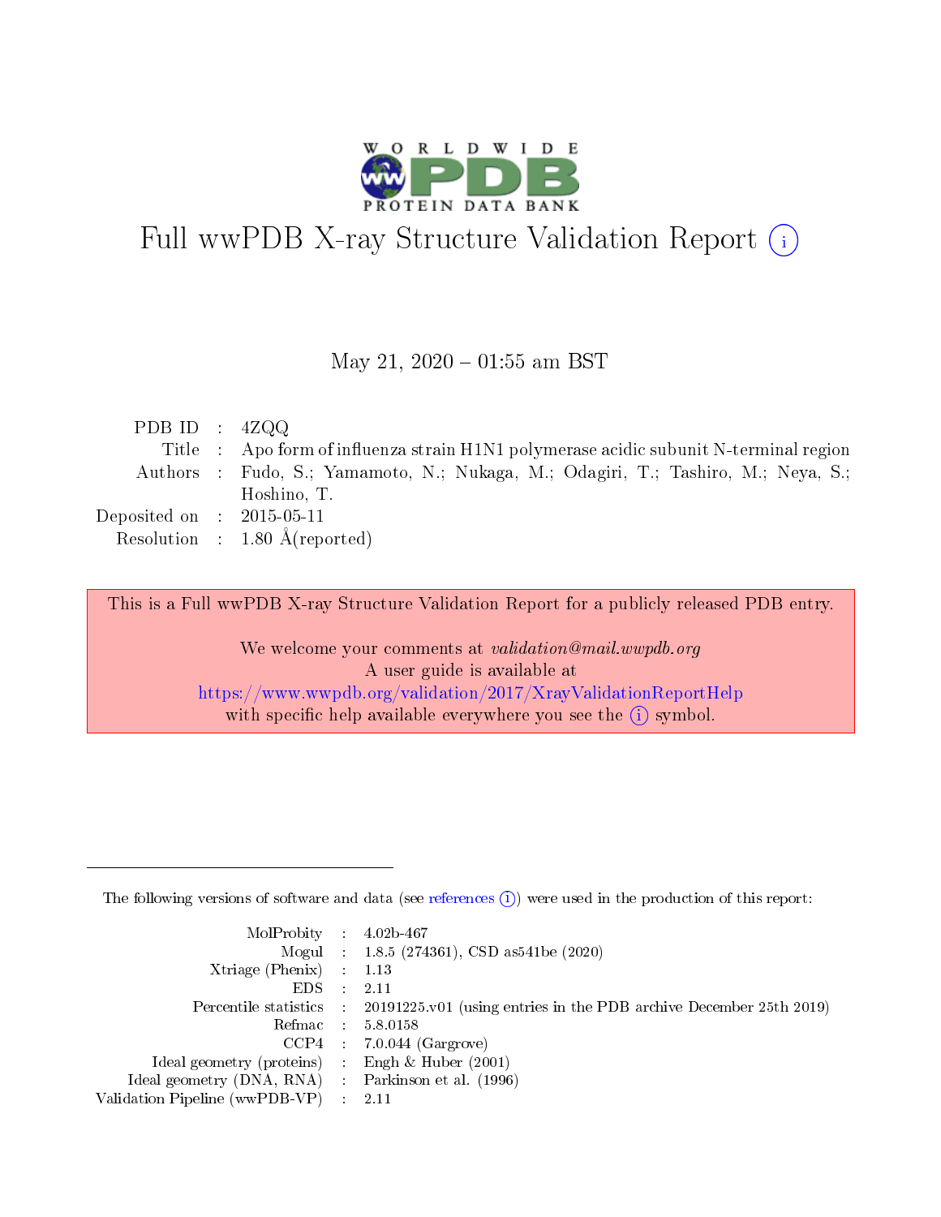# Full wwPDB X-ray Structure Validation Report (i)

May 21, 2020 – 01:55 am BST

| | | |
|---|---|---|
| PDB ID | : | 4ZQQ |
| Title | : | Apo form of influenza strain H1N1 polymerase acidic subunit N-terminal region |
| Authors | : | Fudo, S.; Yamamoto, N.; Nukaga, M.; Odagiri, T.; Tashiro, M.; Neya, S.; Hoshino, T. |
| Deposited on | : | 2015-05-11 |
| Resolution | : | 1.80 Å(reported) |

This is a Full wwPDB X-ray Structure Validation Report for a publicly released PDB entry.

We welcome your comments at *validation@mail.wwpdb.org*
A user guide is available at
https://www.wwpdb.org/validation/2017/XrayValidationReportHelp
with specific help available everywhere you see the (i) symbol.

---

The following versions of software and data (see references (i)) were used in the production of this report:

| | | |
|---|---|---|
| MolProbity | : | 4.02b-467 |
| Mogul | : | 1.8.5 (274361), CSD as541be (2020) |
| Xtriage (Phenix) | : | 1.13 |
| EDS | : | 2.11 |
| Percentile statistics | : | 20191225.v01 (using entries in the PDB archive December 25th 2019) |
| Refmac | : | 5.8.0158 |
| CCP4 | : | 7.0.044 (Gargrove) |
| Ideal geometry (proteins) | : | Engh & Huber (2001) |
| Ideal geometry (DNA, RNA) | : | Parkinson et al. (1996) |
| Validation Pipeline (wwPDB-VP) | : | 2.11 |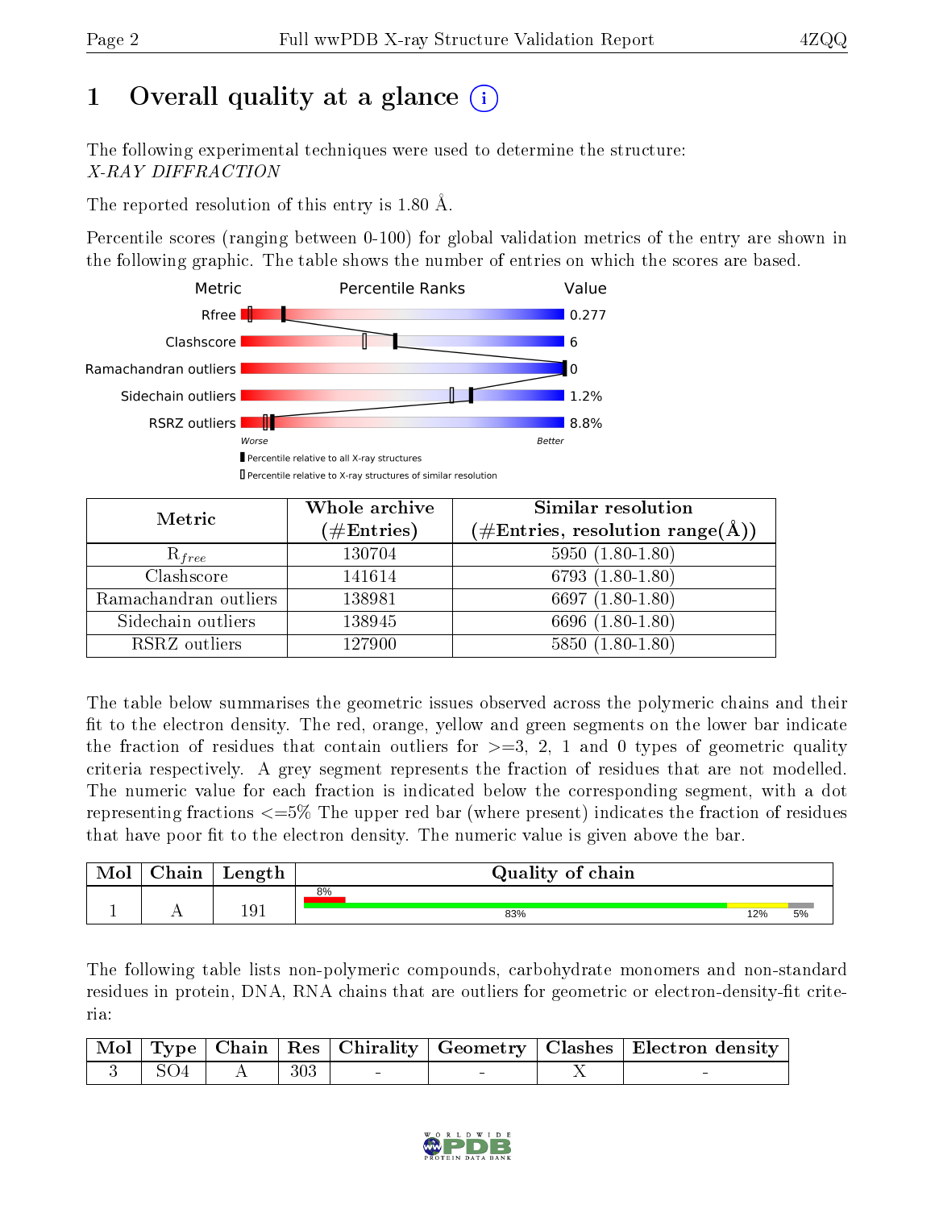# 1 Overall quality at a glance

The following experimental techniques were used to determine the structure:
*X-RAY DIFFRACTION*

The reported resolution of this entry is 1.80 Å.

Percentile scores (ranging between 0-100) for global validation metrics of the entry are shown in the following graphic. The table shows the number of entries on which the scores are based.

| Metric | Value |
|---|---|
| Rfree | 0.277 |
| Clashscore | 6 |
| Ramachandran outliers | 0 |
| Sidechain outliers | 1.2% |
| RSRZ outliers | 8.8% |

Worse — Better

▮ Percentile relative to all X-ray structures
▯ Percentile relative to X-ray structures of similar resolution

| Metric | Whole archive (#Entries) | Similar resolution (#Entries, resolution range(Å)) |
|---|---|---|
| $R_{free}$ | 130704 | 5950 (1.80-1.80) |
| Clashscore | 141614 | 6793 (1.80-1.80) |
| Ramachandran outliers | 138981 | 6697 (1.80-1.80) |
| Sidechain outliers | 138945 | 6696 (1.80-1.80) |
| RSRZ outliers | 127900 | 5850 (1.80-1.80) |

The table below summarises the geometric issues observed across the polymeric chains and their fit to the electron density. The red, orange, yellow and green segments on the lower bar indicate the fraction of residues that contain outliers for >=3, 2, 1 and 0 types of geometric quality criteria respectively. A grey segment represents the fraction of residues that are not modelled. The numeric value for each fraction is indicated below the corresponding segment, with a dot representing fractions <=5% The upper red bar (where present) indicates the fraction of residues that have poor fit to the electron density. The numeric value is given above the bar.

| Mol | Chain | Length | Quality of chain |
|---|---|---|---|
| 1 | A | 191 | 8% (poor fit); 83% green, 12% yellow, 5% grey |

The following table lists non-polymeric compounds, carbohydrate monomers and non-standard residues in protein, DNA, RNA chains that are outliers for geometric or electron-density-fit criteria:

| Mol | Type | Chain | Res | Chirality | Geometry | Clashes | Electron density |
|---|---|---|---|---|---|---|---|
| 3 | SO4 | A | 303 | - | - | X | - |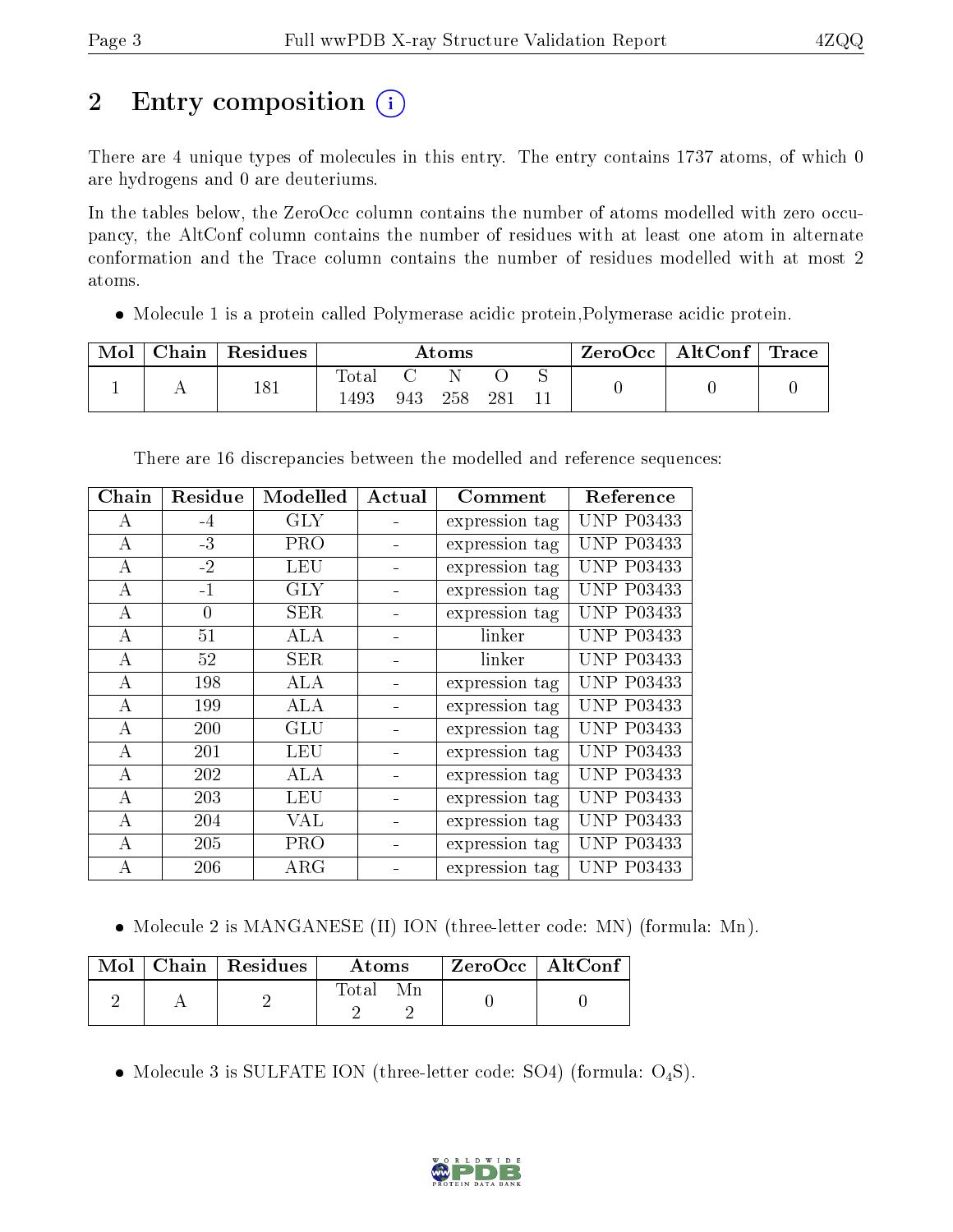# 2 Entry composition

There are 4 unique types of molecules in this entry. The entry contains 1737 atoms, of which 0 are hydrogens and 0 are deuteriums.

In the tables below, the ZeroOcc column contains the number of atoms modelled with zero occupancy, the AltConf column contains the number of residues with at least one atom in alternate conformation and the Trace column contains the number of residues modelled with at most 2 atoms.

- Molecule 1 is a protein called Polymerase acidic protein,Polymerase acidic protein.

| Mol | Chain | Residues | Atoms | | | | | ZeroOcc | AltConf | Trace |
|---|---|---|---|---|---|---|---|---|---|---|
| 1 | A | 181 | Total<br>1493 | C<br>943 | N<br>258 | O<br>281 | S<br>11 | 0 | 0 | 0 |

There are 16 discrepancies between the modelled and reference sequences:

| Chain | Residue | Modelled | Actual | Comment | Reference |
|---|---|---|---|---|---|
| A | -4 | GLY | - | expression tag | UNP P03433 |
| A | -3 | PRO | - | expression tag | UNP P03433 |
| A | -2 | LEU | - | expression tag | UNP P03433 |
| A | -1 | GLY | - | expression tag | UNP P03433 |
| A | 0 | SER | - | expression tag | UNP P03433 |
| A | 51 | ALA | - | linker | UNP P03433 |
| A | 52 | SER | - | linker | UNP P03433 |
| A | 198 | ALA | - | expression tag | UNP P03433 |
| A | 199 | ALA | - | expression tag | UNP P03433 |
| A | 200 | GLU | - | expression tag | UNP P03433 |
| A | 201 | LEU | - | expression tag | UNP P03433 |
| A | 202 | ALA | - | expression tag | UNP P03433 |
| A | 203 | LEU | - | expression tag | UNP P03433 |
| A | 204 | VAL | - | expression tag | UNP P03433 |
| A | 205 | PRO | - | expression tag | UNP P03433 |
| A | 206 | ARG | - | expression tag | UNP P03433 |

- Molecule 2 is MANGANESE (II) ION (three-letter code: MN) (formula: Mn).

| Mol | Chain | Residues | Atoms | | ZeroOcc | AltConf |
|---|---|---|---|---|---|---|
| 2 | A | 2 | Total<br>2 | Mn<br>2 | 0 | 0 |

- Molecule 3 is SULFATE ION (three-letter code: SO4) (formula: $O_4S$).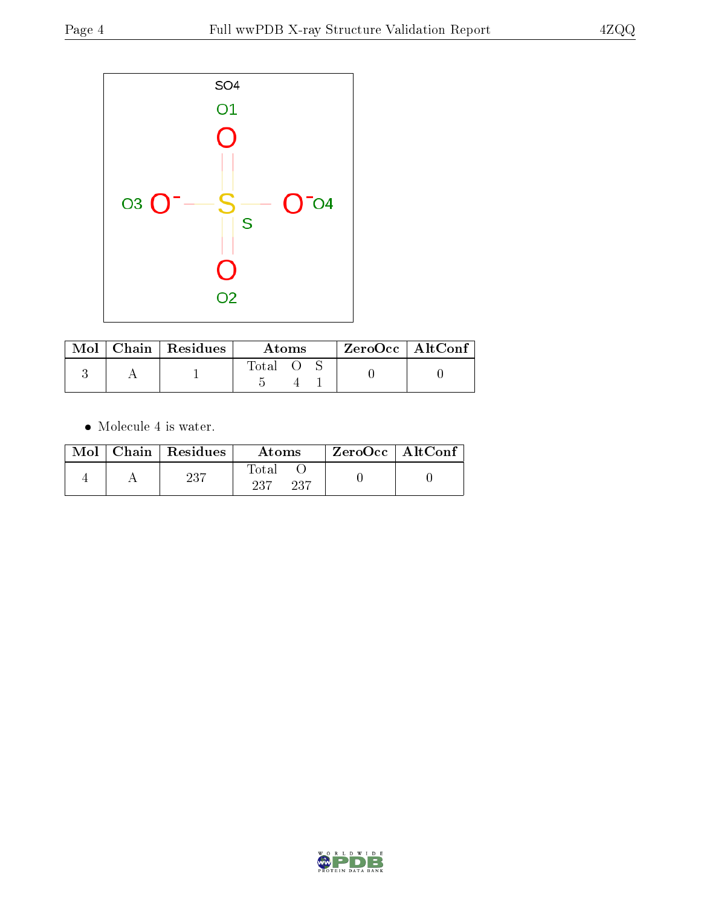| Mol | Chain | Residues | Atoms | ZeroOcc | AltConf |
|---|---|---|---|---|---|
| 3 | A | 1 | Total O S<br>5 4 1 | 0 | 0 |

- Molecule 4 is water.

| Mol | Chain | Residues | Atoms | ZeroOcc | AltConf |
|---|---|---|---|---|---|
| 4 | A | 237 | Total O<br>237 237 | 0 | 0 |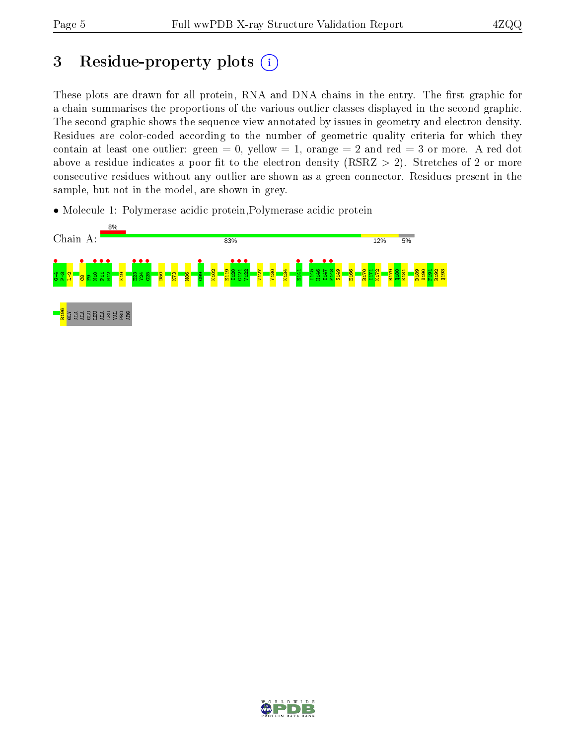# 3 Residue-property plots

These plots are drawn for all protein, RNA and DNA chains in the entry. The first graphic for a chain summarises the proportions of the various outlier classes displayed in the second graphic. The second graphic shows the sequence view annotated by issues in geometry and electron density. Residues are color-coded according to the number of geometric quality criteria for which they contain at least one outlier: green = 0, yellow = 1, orange = 2 and red = 3 or more. A red dot above a residue indicates a poor fit to the electron density (RSRZ > 2). Stretches of 2 or more consecutive residues without any outlier are shown as a green connector. Residues present in the sample, but not in the model, are shown in grey.

- Molecule 1: Polymerase acidic protein,Polymerase acidic protein

Chain A: 8% | 83% | 12% | 5%

G-4 P-3 L-2 C8 F9 N10 P11 M12 K19 E23 Y24 G25 D50 K73 M86 G99 K102 E119 I120 G121 V122 V127 Y130 K134 E141 I145 H146 I147 F148 S149 E166 R170 I171 K172 R179 Q180 E181 D189 S190 F191 R192 Q193 R196 GLY ALA ALA GLU LEU ALA LEU VAL PRO ARG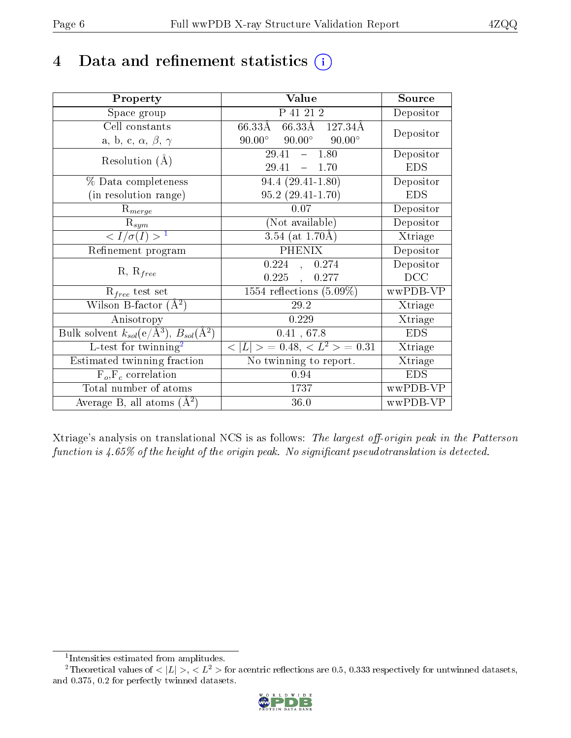# 4 Data and refinement statistics

| Property | Value | Source |
|---|---|---|
| Space group | P 41 21 2 | Depositor |
| Cell constants<br>a, b, c, $\alpha$, $\beta$, $\gamma$ | 66.33Å 66.33Å 127.34Å<br>90.00° 90.00° 90.00° | Depositor |
| Resolution (Å) | 29.41 – 1.80<br>29.41 – 1.70 | Depositor<br>EDS |
| % Data completeness<br>(in resolution range) | 94.4 (29.41-1.80)<br>95.2 (29.41-1.70) | Depositor<br>EDS |
| $R_{merge}$ | 0.07 | Depositor |
| $R_{sym}$ | (Not available) | Depositor |
| $< I/\sigma(I) >$ [1] | 3.54 (at 1.70Å) | Xtriage |
| Refinement program | PHENIX | Depositor |
| R, $R_{free}$ | 0.224 , 0.274<br>0.225 , 0.277 | Depositor<br>DCC |
| $R_{free}$ test set | 1554 reflections (5.09%) | wwPDB-VP |
| Wilson B-factor (Å$^2$) | 29.2 | Xtriage |
| Anisotropy | 0.229 | Xtriage |
| Bulk solvent $k_{sol}$(e/Å$^3$), $B_{sol}$(Å$^2$) | 0.41 , 67.8 | EDS |
| L-test for twinning[2] | $< \|L\| >$ = 0.48, $< L^2 >$ = 0.31 | Xtriage |
| Estimated twinning fraction | No twinning to report. | Xtriage |
| $F_o$,$F_c$ correlation | 0.94 | EDS |
| Total number of atoms | 1737 | wwPDB-VP |
| Average B, all atoms (Å$^2$) | 36.0 | wwPDB-VP |

Xtriage's analysis on translational NCS is as follows: *The largest off-origin peak in the Patterson function is 4.65% of the height of the origin peak. No significant pseudotranslation is detected.*

[1] Intensities estimated from amplitudes.

[2] Theoretical values of $< |L| >$, $< L^2 >$ for acentric reflections are 0.5, 0.333 respectively for untwinned datasets, and 0.375, 0.2 for perfectly twinned datasets.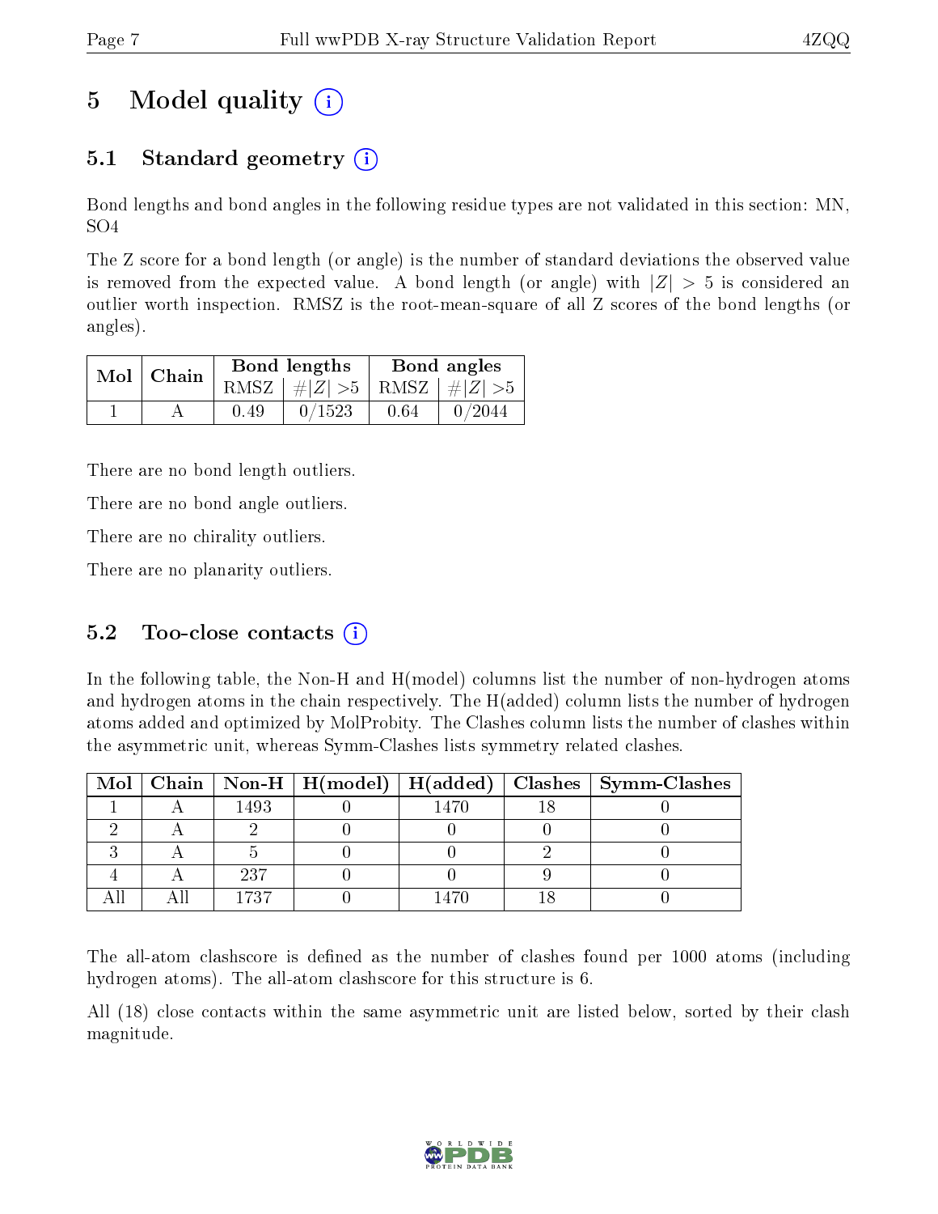# 5 Model quality

## 5.1 Standard geometry

Bond lengths and bond angles in the following residue types are not validated in this section: MN, SO4

The Z score for a bond length (or angle) is the number of standard deviations the observed value is removed from the expected value. A bond length (or angle) with $|Z| > 5$ is considered an outlier worth inspection. RMSZ is the root-mean-square of all Z scores of the bond lengths (or angles).

| Mol | Chain | Bond lengths | | Bond angles | |
|---|---|---|---|---|---|
| | | RMSZ | $\#\|Z\| > 5$ | RMSZ | $\#\|Z\| > 5$ |
| 1 | A | 0.49 | 0/1523 | 0.64 | 0/2044 |

There are no bond length outliers.

There are no bond angle outliers.

There are no chirality outliers.

There are no planarity outliers.

## 5.2 Too-close contacts

In the following table, the Non-H and H(model) columns list the number of non-hydrogen atoms and hydrogen atoms in the chain respectively. The H(added) column lists the number of hydrogen atoms added and optimized by MolProbity. The Clashes column lists the number of clashes within the asymmetric unit, whereas Symm-Clashes lists symmetry related clashes.

| Mol | Chain | Non-H | H(model) | H(added) | Clashes | Symm-Clashes |
|---|---|---|---|---|---|---|
| 1 | A | 1493 | 0 | 1470 | 18 | 0 |
| 2 | A | 2 | 0 | 0 | 0 | 0 |
| 3 | A | 5 | 0 | 0 | 2 | 0 |
| 4 | A | 237 | 0 | 0 | 9 | 0 |
| All | All | 1737 | 0 | 1470 | 18 | 0 |

The all-atom clashscore is defined as the number of clashes found per 1000 atoms (including hydrogen atoms). The all-atom clashscore for this structure is 6.

All (18) close contacts within the same asymmetric unit are listed below, sorted by their clash magnitude.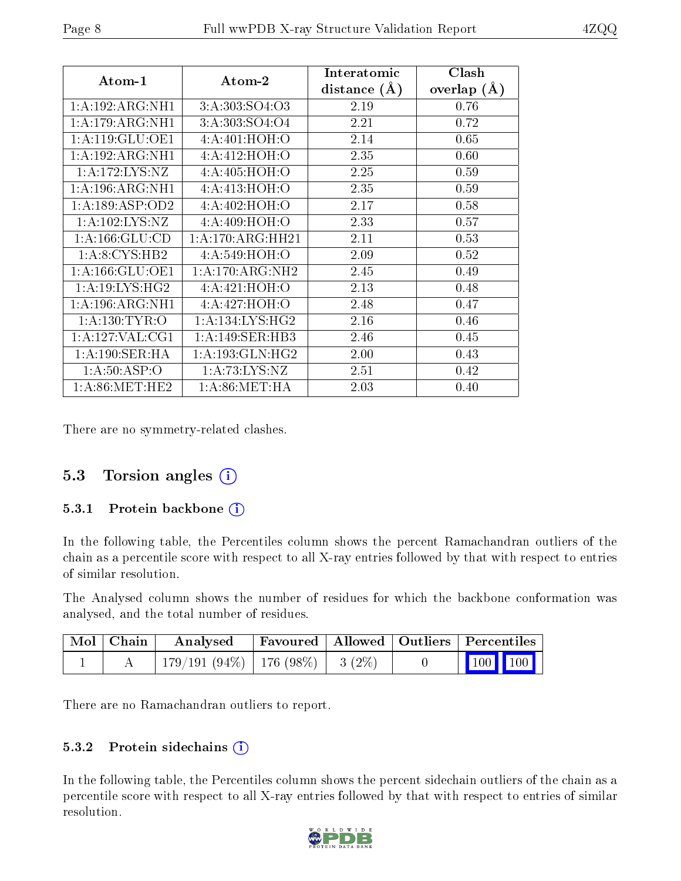| Atom-1 | Atom-2 | Interatomic distance (Å) | Clash overlap (Å) |
|---|---|---|---|
| 1:A:192:ARG:NH1 | 3:A:303:SO4:O3 | 2.19 | 0.76 |
| 1:A:179:ARG:NH1 | 3:A:303:SO4:O4 | 2.21 | 0.72 |
| 1:A:119:GLU:OE1 | 4:A:401:HOH:O | 2.14 | 0.65 |
| 1:A:192:ARG:NH1 | 4:A:412:HOH:O | 2.35 | 0.60 |
| 1:A:172:LYS:NZ | 4:A:405:HOH:O | 2.25 | 0.59 |
| 1:A:196:ARG:NH1 | 4:A:413:HOH:O | 2.35 | 0.59 |
| 1:A:189:ASP:OD2 | 4:A:402:HOH:O | 2.17 | 0.58 |
| 1:A:102:LYS:NZ | 4:A:409:HOH:O | 2.33 | 0.57 |
| 1:A:166:GLU:CD | 1:A:170:ARG:HH21 | 2.11 | 0.53 |
| 1:A:8:CYS:HB2 | 4:A:549:HOH:O | 2.09 | 0.52 |
| 1:A:166:GLU:OE1 | 1:A:170:ARG:NH2 | 2.45 | 0.49 |
| 1:A:19:LYS:HG2 | 4:A:421:HOH:O | 2.13 | 0.48 |
| 1:A:196:ARG:NH1 | 4:A:427:HOH:O | 2.48 | 0.47 |
| 1:A:130:TYR:O | 1:A:134:LYS:HG2 | 2.16 | 0.46 |
| 1:A:127:VAL:CG1 | 1:A:149:SER:HB3 | 2.46 | 0.45 |
| 1:A:190:SER:HA | 1:A:193:GLN:HG2 | 2.00 | 0.43 |
| 1:A:50:ASP:O | 1:A:73:LYS:NZ | 2.51 | 0.42 |
| 1:A:86:MET:HE2 | 1:A:86:MET:HA | 2.03 | 0.40 |

There are no symmetry-related clashes.

## 5.3 Torsion angles

### 5.3.1 Protein backbone

In the following table, the Percentiles column shows the percent Ramachandran outliers of the chain as a percentile score with respect to all X-ray entries followed by that with respect to entries of similar resolution.

The Analysed column shows the number of residues for which the backbone conformation was analysed, and the total number of residues.

| Mol | Chain | Analysed | Favoured | Allowed | Outliers | Percentiles | |
|---|---|---|---|---|---|---|---|
| 1 | A | 179/191 (94%) | 176 (98%) | 3 (2%) | 0 | 100 | 100 |

There are no Ramachandran outliers to report.

### 5.3.2 Protein sidechains

In the following table, the Percentiles column shows the percent sidechain outliers of the chain as a percentile score with respect to all X-ray entries followed by that with respect to entries of similar resolution.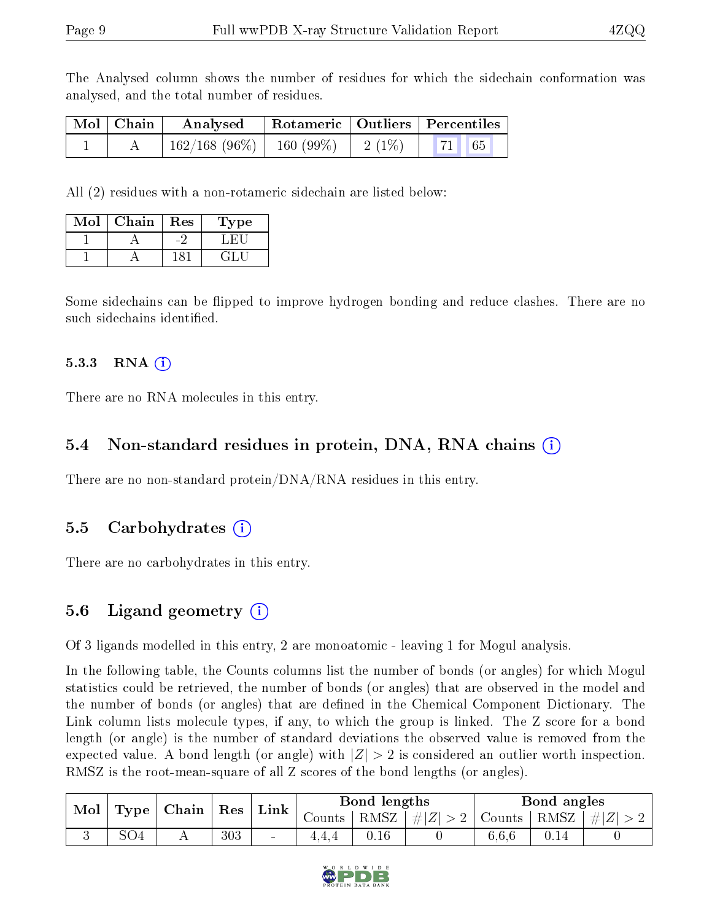The Analysed column shows the number of residues for which the sidechain conformation was analysed, and the total number of residues.

| Mol | Chain | Analysed | Rotameric | Outliers | Percentiles | |
|---|---|---|---|---|---|---|
| 1 | A | 162/168 (96%) | 160 (99%) | 2 (1%) | 71 | 65 |

All (2) residues with a non-rotameric sidechain are listed below:

| Mol | Chain | Res | Type |
|---|---|---|---|
| 1 | A | -2 | LEU |
| 1 | A | 181 | GLU |

Some sidechains can be flipped to improve hydrogen bonding and reduce clashes. There are no such sidechains identified.

### 5.3.3 RNA

There are no RNA molecules in this entry.

## 5.4 Non-standard residues in protein, DNA, RNA chains

There are no non-standard protein/DNA/RNA residues in this entry.

## 5.5 Carbohydrates

There are no carbohydrates in this entry.

## 5.6 Ligand geometry

Of 3 ligands modelled in this entry, 2 are monoatomic - leaving 1 for Mogul analysis.

In the following table, the Counts columns list the number of bonds (or angles) for which Mogul statistics could be retrieved, the number of bonds (or angles) that are observed in the model and the number of bonds (or angles) that are defined in the Chemical Component Dictionary. The Link column lists molecule types, if any, to which the group is linked. The Z score for a bond length (or angle) is the number of standard deviations the observed value is removed from the expected value. A bond length (or angle) with $|Z| > 2$ is considered an outlier worth inspection. RMSZ is the root-mean-square of all Z scores of the bond lengths (or angles).

| Mol | Type | Chain | Res | Link | Bond lengths | | | Bond angles | | |
|---|---|---|---|---|---|---|---|---|---|---|
| | | | | | Counts | RMSZ | $\#\|Z\| > 2$ | Counts | RMSZ | $\#\|Z\| > 2$ |
| 3 | SO4 | A | 303 | - | 4,4,4 | 0.16 | 0 | 6,6,6 | 0.14 | 0 |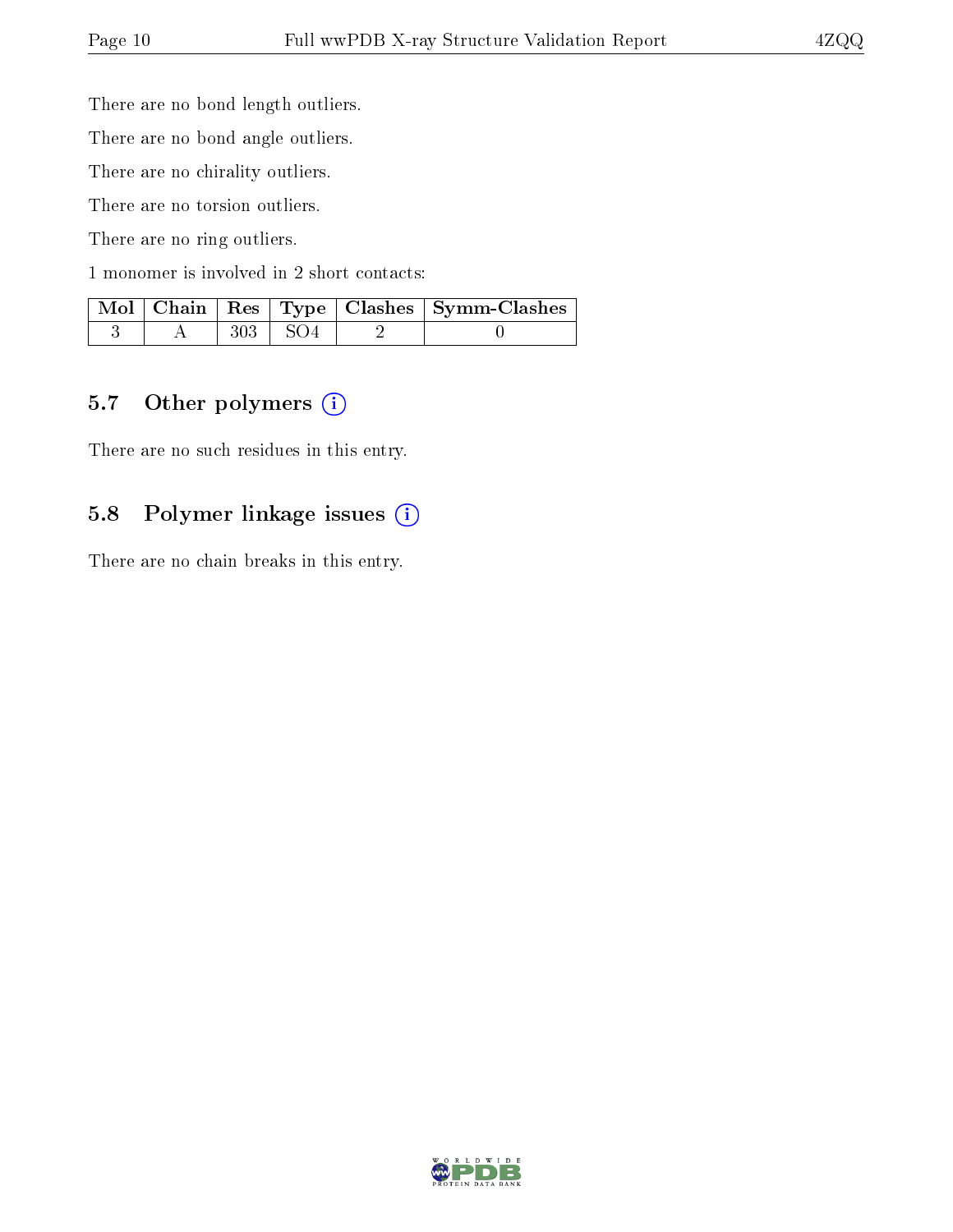There are no bond length outliers.

There are no bond angle outliers.

There are no chirality outliers.

There are no torsion outliers.

There are no ring outliers.

1 monomer is involved in 2 short contacts:

| Mol | Chain | Res | Type | Clashes | Symm-Clashes |
|---|---|---|---|---|---|
| 3 | A | 303 | SO4 | 2 | 0 |

### 5.7 Other polymers

There are no such residues in this entry.

### 5.8 Polymer linkage issues

There are no chain breaks in this entry.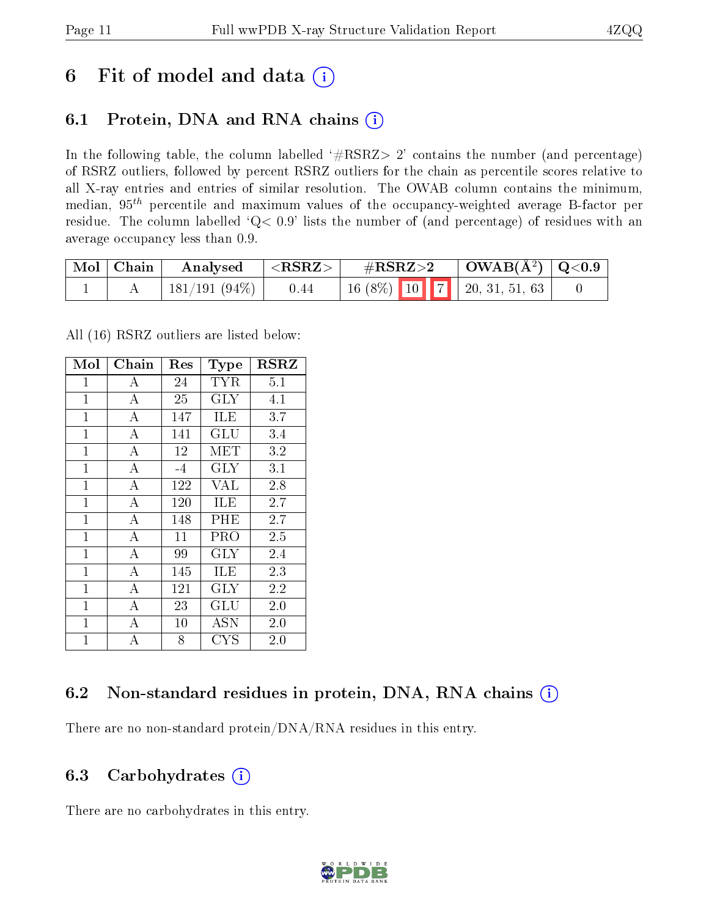# 6 Fit of model and data (i)

## 6.1 Protein, DNA and RNA chains (i)

In the following table, the column labelled '#RSRZ> 2' contains the number (and percentage) of RSRZ outliers, followed by percent RSRZ outliers for the chain as percentile scores relative to all X-ray entries and entries of similar resolution. The OWAB column contains the minimum, median, $95^{th}$ percentile and maximum values of the occupancy-weighted average B-factor per residue. The column labelled 'Q< 0.9' lists the number of (and percentage) of residues with an average occupancy less than 0.9.

| Mol | Chain | Analysed | <RSRZ> | #RSRZ>2 | | | OWAB(Å$^2$) | Q<0.9 |
|---|---|---|---|---|---|---|---|---|
| 1 | A | 181/191 (94%) | 0.44 | 16 (8%) | 10 | 7 | 20, 31, 51, 63 | 0 |

All (16) RSRZ outliers are listed below:

| Mol | Chain | Res | Type | RSRZ |
|---|---|---|---|---|
| 1 | A | 24 | TYR | 5.1 |
| 1 | A | 25 | GLY | 4.1 |
| 1 | A | 147 | ILE | 3.7 |
| 1 | A | 141 | GLU | 3.4 |
| 1 | A | 12 | MET | 3.2 |
| 1 | A | -4 | GLY | 3.1 |
| 1 | A | 122 | VAL | 2.8 |
| 1 | A | 120 | ILE | 2.7 |
| 1 | A | 148 | PHE | 2.7 |
| 1 | A | 11 | PRO | 2.5 |
| 1 | A | 99 | GLY | 2.4 |
| 1 | A | 145 | ILE | 2.3 |
| 1 | A | 121 | GLY | 2.2 |
| 1 | A | 23 | GLU | 2.0 |
| 1 | A | 10 | ASN | 2.0 |
| 1 | A | 8 | CYS | 2.0 |

## 6.2 Non-standard residues in protein, DNA, RNA chains (i)

There are no non-standard protein/DNA/RNA residues in this entry.

## 6.3 Carbohydrates (i)

There are no carbohydrates in this entry.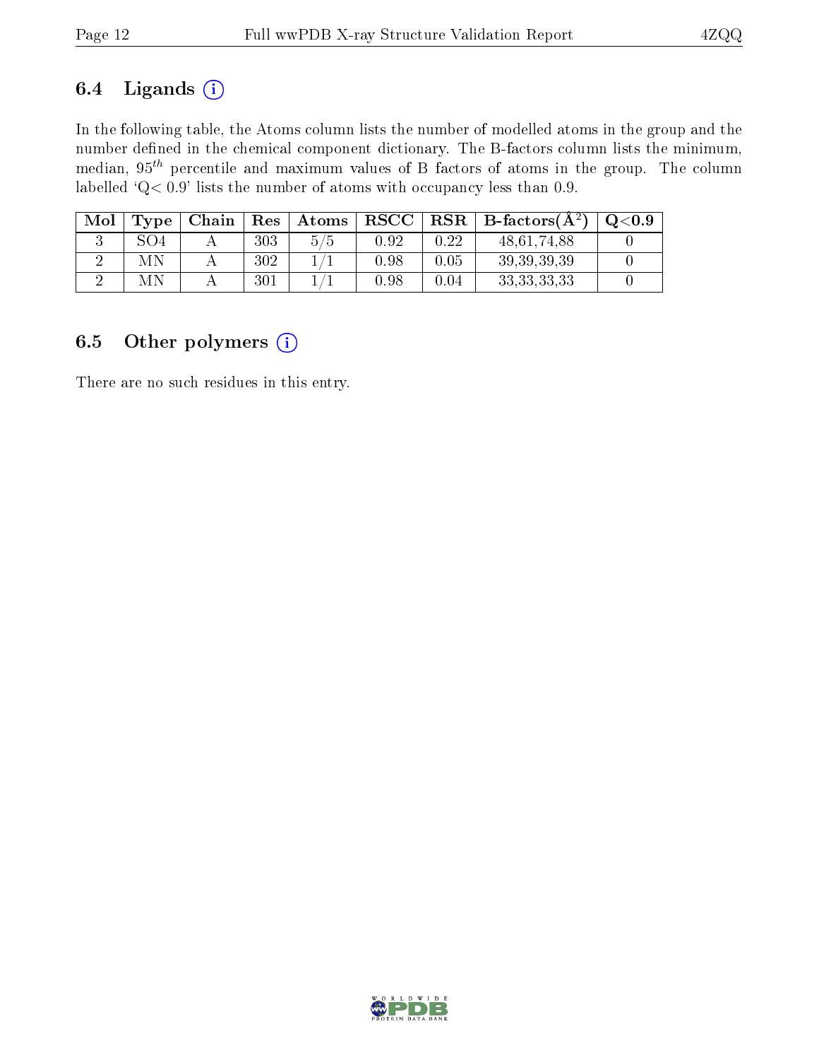### 6.4 Ligands

In the following table, the Atoms column lists the number of modelled atoms in the group and the number defined in the chemical component dictionary. The B-factors column lists the minimum, median, $95^{th}$ percentile and maximum values of B factors of atoms in the group. The column labelled 'Q< 0.9' lists the number of atoms with occupancy less than 0.9.

| Mol | Type | Chain | Res | Atoms | RSCC | RSR | B-factors(Å$^2$) | Q<0.9 |
|---|---|---|---|---|---|---|---|---|
| 3 | SO4 | A | 303 | 5/5 | 0.92 | 0.22 | 48,61,74,88 | 0 |
| 2 | MN | A | 302 | 1/1 | 0.98 | 0.05 | 39,39,39,39 | 0 |
| 2 | MN | A | 301 | 1/1 | 0.98 | 0.04 | 33,33,33,33 | 0 |

### 6.5 Other polymers

There are no such residues in this entry.